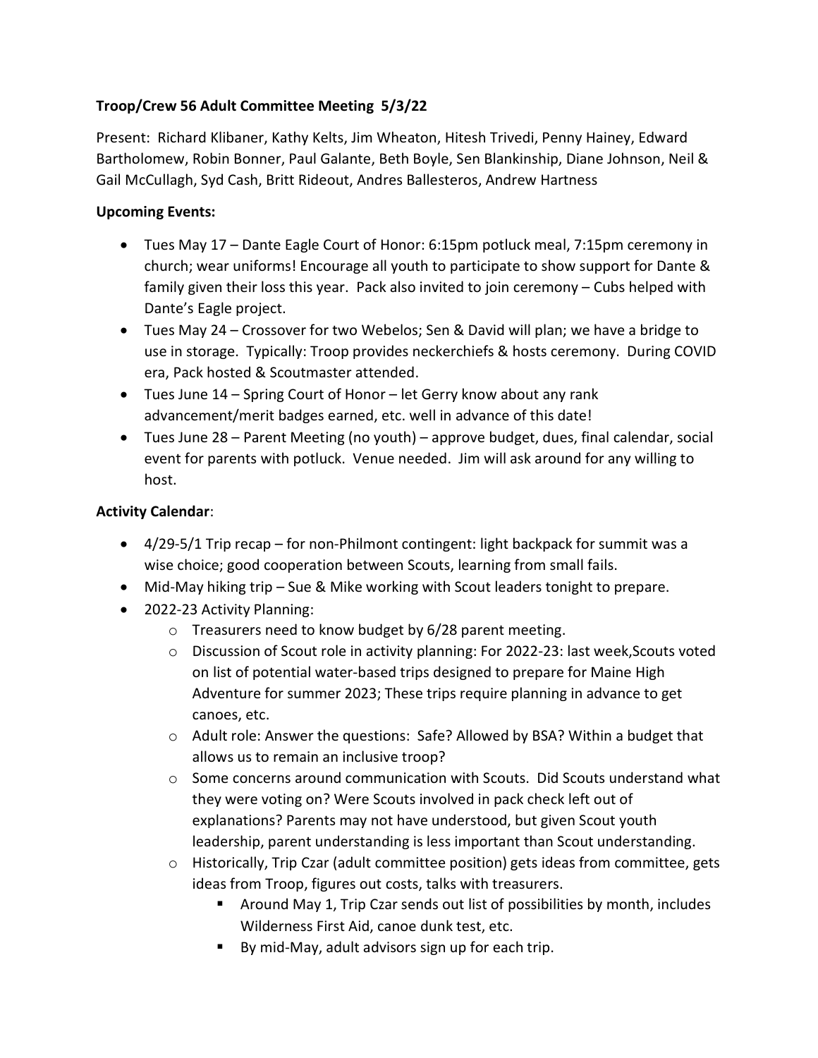**Troop/Crew 56 Adult Committee Meeting 5/3/22**

Present: Richard Klibaner, Kathy Kelts, Jim Wheaton, Hitesh Trivedi, Penny Hainey, Edward Bartholomew, Robin Bonner, Paul Galante, Beth Boyle, Sen Blankinship, Diane Johnson, Neil & Gail McCullagh, Syd Cash, Britt Rideout, Andres Ballesteros, Andrew Hartness

**Upcoming Events:**

- Tues May 17 – Dante Eagle Court of Honor: 6:15pm potluck meal, 7:15pm ceremony in church; wear uniforms! Encourage all youth to participate to show support for Dante & family given their loss this year. Pack also invited to join ceremony – Cubs helped with Dante's Eagle project.
- Tues May 24 – Crossover for two Webelos; Sen & David will plan; we have a bridge to use in storage. Typically: Troop provides neckerchiefs & hosts ceremony. During COVID era, Pack hosted & Scoutmaster attended.
- Tues June 14 – Spring Court of Honor – let Gerry know about any rank advancement/merit badges earned, etc. well in advance of this date!
- Tues June 28 – Parent Meeting (no youth) – approve budget, dues, final calendar, social event for parents with potluck. Venue needed. Jim will ask around for any willing to host.

**Activity Calendar**:

- 4/29-5/1 Trip recap – for non-Philmont contingent: light backpack for summit was a wise choice; good cooperation between Scouts, learning from small fails.
- Mid-May hiking trip – Sue & Mike working with Scout leaders tonight to prepare.
- 2022-23 Activity Planning:
  - Treasurers need to know budget by 6/28 parent meeting.
  - Discussion of Scout role in activity planning: For 2022-23: last week,Scouts voted on list of potential water-based trips designed to prepare for Maine High Adventure for summer 2023; These trips require planning in advance to get canoes, etc.
  - Adult role: Answer the questions: Safe? Allowed by BSA? Within a budget that allows us to remain an inclusive troop?
  - Some concerns around communication with Scouts. Did Scouts understand what they were voting on? Were Scouts involved in pack check left out of explanations? Parents may not have understood, but given Scout youth leadership, parent understanding is less important than Scout understanding.
  - Historically, Trip Czar (adult committee position) gets ideas from committee, gets ideas from Troop, figures out costs, talks with treasurers.
    - Around May 1, Trip Czar sends out list of possibilities by month, includes Wilderness First Aid, canoe dunk test, etc.
    - By mid-May, adult advisors sign up for each trip.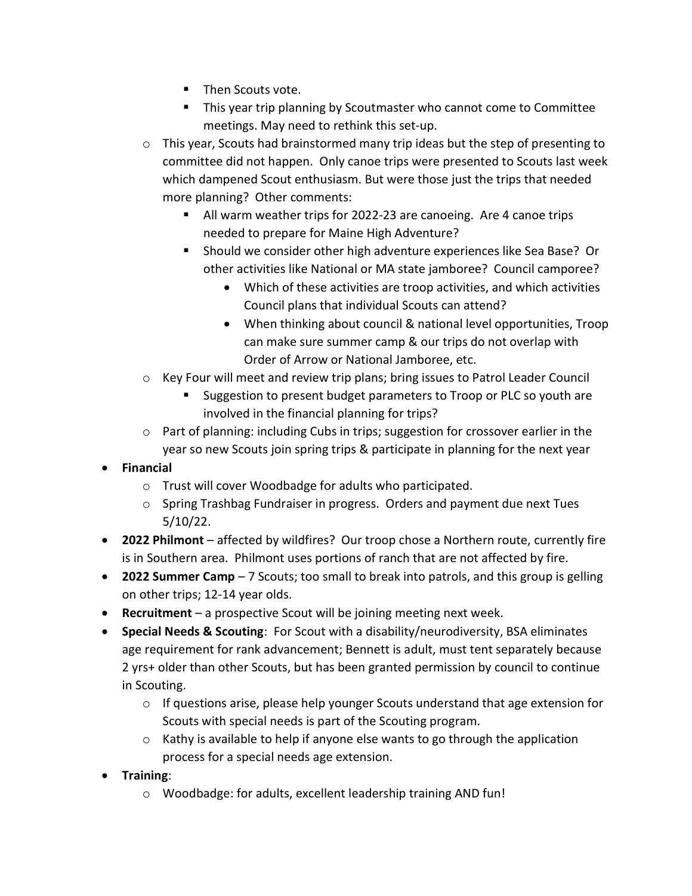- Then Scouts vote.
        - This year trip planning by Scoutmaster who cannot come to Committee meetings. May need to rethink this set-up.
    - This year, Scouts had brainstormed many trip ideas but the step of presenting to committee did not happen. Only canoe trips were presented to Scouts last week which dampened Scout enthusiasm. But were those just the trips that needed more planning? Other comments:
        - All warm weather trips for 2022-23 are canoeing. Are 4 canoe trips needed to prepare for Maine High Adventure?
        - Should we consider other high adventure experiences like Sea Base? Or other activities like National or MA state jamboree? Council camporee?
            - Which of these activities are troop activities, and which activities Council plans that individual Scouts can attend?
            - When thinking about council & national level opportunities, Troop can make sure summer camp & our trips do not overlap with Order of Arrow or National Jamboree, etc.
    - Key Four will meet and review trip plans; bring issues to Patrol Leader Council
        - Suggestion to present budget parameters to Troop or PLC so youth are involved in the financial planning for trips?
    - Part of planning: including Cubs in trips; suggestion for crossover earlier in the year so new Scouts join spring trips & participate in planning for the next year
- **Financial**
    - Trust will cover Woodbadge for adults who participated.
    - Spring Trashbag Fundraiser in progress. Orders and payment due next Tues 5/10/22.
- **2022 Philmont** – affected by wildfires? Our troop chose a Northern route, currently fire is in Southern area. Philmont uses portions of ranch that are not affected by fire.
- **2022 Summer Camp** – 7 Scouts; too small to break into patrols, and this group is gelling on other trips; 12-14 year olds.
- **Recruitment** – a prospective Scout will be joining meeting next week.
- **Special Needs & Scouting**: For Scout with a disability/neurodiversity, BSA eliminates age requirement for rank advancement; Bennett is adult, must tent separately because 2 yrs+ older than other Scouts, but has been granted permission by council to continue in Scouting.
    - If questions arise, please help younger Scouts understand that age extension for Scouts with special needs is part of the Scouting program.
    - Kathy is available to help if anyone else wants to go through the application process for a special needs age extension.
- **Training**:
    - Woodbadge: for adults, excellent leadership training AND fun!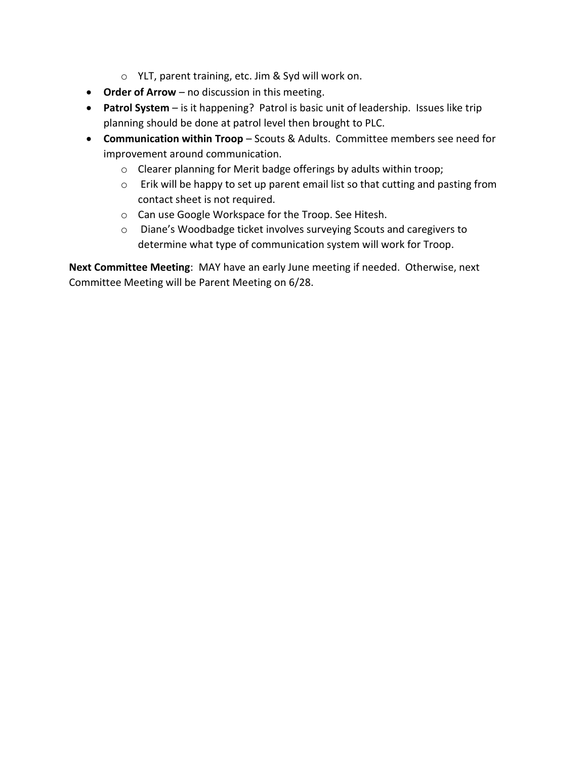- YLT, parent training, etc. Jim & Syd will work on.
- **Order of Arrow** – no discussion in this meeting.
- **Patrol System** – is it happening? Patrol is basic unit of leadership. Issues like trip planning should be done at patrol level then brought to PLC.
- **Communication within Troop** – Scouts & Adults. Committee members see need for improvement around communication.
    - Clearer planning for Merit badge offerings by adults within troop;
    - Erik will be happy to set up parent email list so that cutting and pasting from contact sheet is not required.
    - Can use Google Workspace for the Troop. See Hitesh.
    - Diane's Woodbadge ticket involves surveying Scouts and caregivers to determine what type of communication system will work for Troop.

**Next Committee Meeting**: MAY have an early June meeting if needed. Otherwise, next Committee Meeting will be Parent Meeting on 6/28.